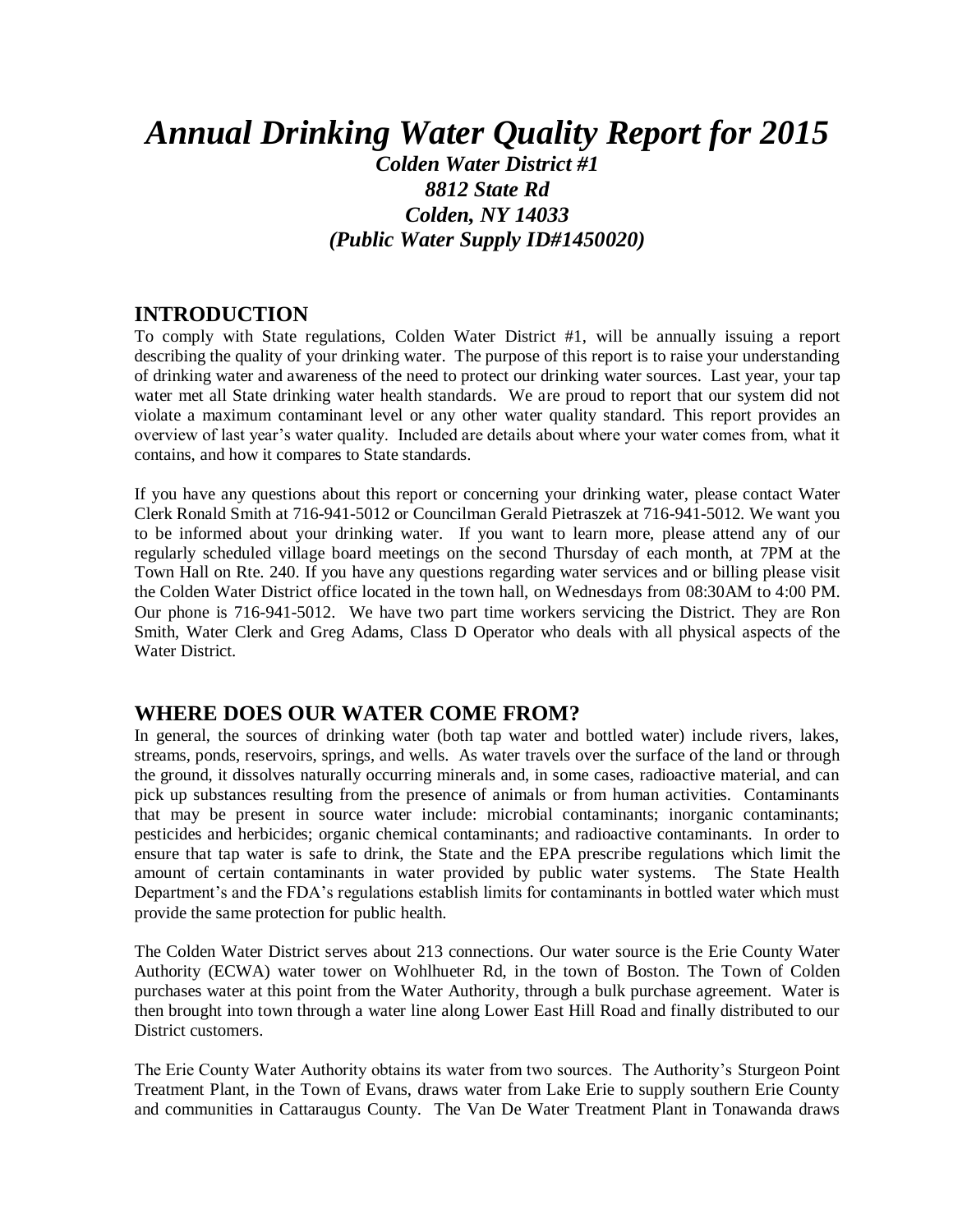# *Annual Drinking Water Quality Report for 2015*

***Colden Water District #1***
***8812 State Rd***
***Colden, NY 14033***
***(Public Water Supply ID#1450020)***

## INTRODUCTION

To comply with State regulations, Colden Water District #1, will be annually issuing a report describing the quality of your drinking water. The purpose of this report is to raise your understanding of drinking water and awareness of the need to protect our drinking water sources. Last year, your tap water met all State drinking water health standards. We are proud to report that our system did not violate a maximum contaminant level or any other water quality standard. This report provides an overview of last year's water quality. Included are details about where your water comes from, what it contains, and how it compares to State standards.

If you have any questions about this report or concerning your drinking water, please contact Water Clerk Ronald Smith at 716-941-5012 or Councilman Gerald Pietraszek at 716-941-5012. We want you to be informed about your drinking water. If you want to learn more, please attend any of our regularly scheduled village board meetings on the second Thursday of each month, at 7PM at the Town Hall on Rte. 240. If you have any questions regarding water services and or billing please visit the Colden Water District office located in the town hall, on Wednesdays from 08:30AM to 4:00 PM. Our phone is 716-941-5012. We have two part time workers servicing the District. They are Ron Smith, Water Clerk and Greg Adams, Class D Operator who deals with all physical aspects of the Water District.

## WHERE DOES OUR WATER COME FROM?

In general, the sources of drinking water (both tap water and bottled water) include rivers, lakes, streams, ponds, reservoirs, springs, and wells. As water travels over the surface of the land or through the ground, it dissolves naturally occurring minerals and, in some cases, radioactive material, and can pick up substances resulting from the presence of animals or from human activities. Contaminants that may be present in source water include: microbial contaminants; inorganic contaminants; pesticides and herbicides; organic chemical contaminants; and radioactive contaminants. In order to ensure that tap water is safe to drink, the State and the EPA prescribe regulations which limit the amount of certain contaminants in water provided by public water systems. The State Health Department's and the FDA's regulations establish limits for contaminants in bottled water which must provide the same protection for public health.

The Colden Water District serves about 213 connections. Our water source is the Erie County Water Authority (ECWA) water tower on Wohlhueter Rd, in the town of Boston. The Town of Colden purchases water at this point from the Water Authority, through a bulk purchase agreement. Water is then brought into town through a water line along Lower East Hill Road and finally distributed to our District customers.

The Erie County Water Authority obtains its water from two sources. The Authority's Sturgeon Point Treatment Plant, in the Town of Evans, draws water from Lake Erie to supply southern Erie County and communities in Cattaraugus County. The Van De Water Treatment Plant in Tonawanda draws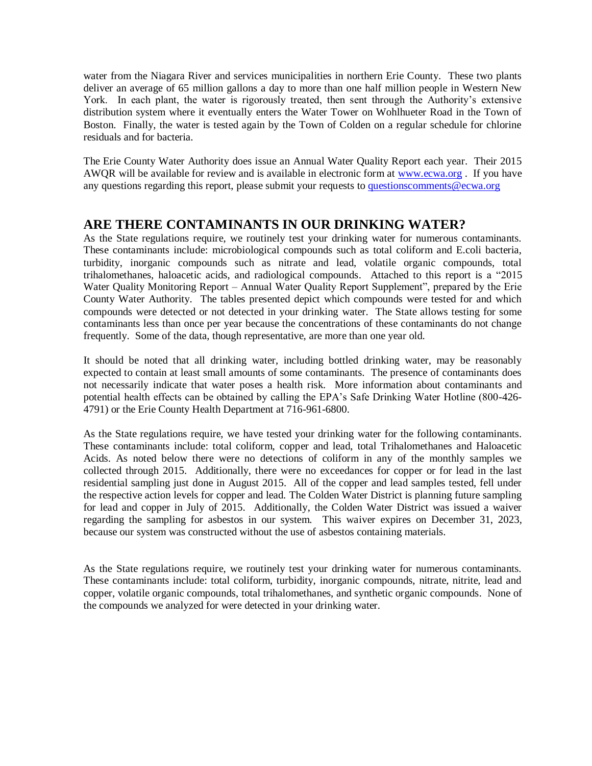water from the Niagara River and services municipalities in northern Erie County. These two plants deliver an average of 65 million gallons a day to more than one half million people in Western New York. In each plant, the water is rigorously treated, then sent through the Authority's extensive distribution system where it eventually enters the Water Tower on Wohlhueter Road in the Town of Boston. Finally, the water is tested again by the Town of Colden on a regular schedule for chlorine residuals and for bacteria.

The Erie County Water Authority does issue an Annual Water Quality Report each year. Their 2015 AWQR will be available for review and is available in electronic form at [www.ecwa.org](http://www.ecwa.org) . If you have any questions regarding this report, please submit your requests to [questionscomments@ecwa.org](mailto:questionscomments@ecwa.org)

## ARE THERE CONTAMINANTS IN OUR DRINKING WATER?

As the State regulations require, we routinely test your drinking water for numerous contaminants. These contaminants include: microbiological compounds such as total coliform and E.coli bacteria, turbidity, inorganic compounds such as nitrate and lead, volatile organic compounds, total trihalomethanes, haloacetic acids, and radiological compounds. Attached to this report is a "2015 Water Quality Monitoring Report – Annual Water Quality Report Supplement", prepared by the Erie County Water Authority. The tables presented depict which compounds were tested for and which compounds were detected or not detected in your drinking water. The State allows testing for some contaminants less than once per year because the concentrations of these contaminants do not change frequently. Some of the data, though representative, are more than one year old.

It should be noted that all drinking water, including bottled drinking water, may be reasonably expected to contain at least small amounts of some contaminants. The presence of contaminants does not necessarily indicate that water poses a health risk. More information about contaminants and potential health effects can be obtained by calling the EPA's Safe Drinking Water Hotline (800-426-4791) or the Erie County Health Department at 716-961-6800.

As the State regulations require, we have tested your drinking water for the following contaminants. These contaminants include: total coliform, copper and lead, total Trihalomethanes and Haloacetic Acids. As noted below there were no detections of coliform in any of the monthly samples we collected through 2015. Additionally, there were no exceedances for copper or for lead in the last residential sampling just done in August 2015. All of the copper and lead samples tested, fell under the respective action levels for copper and lead. The Colden Water District is planning future sampling for lead and copper in July of 2015. Additionally, the Colden Water District was issued a waiver regarding the sampling for asbestos in our system. This waiver expires on December 31, 2023, because our system was constructed without the use of asbestos containing materials.

As the State regulations require, we routinely test your drinking water for numerous contaminants. These contaminants include: total coliform, turbidity, inorganic compounds, nitrate, nitrite, lead and copper, volatile organic compounds, total trihalomethanes, and synthetic organic compounds. None of the compounds we analyzed for were detected in your drinking water.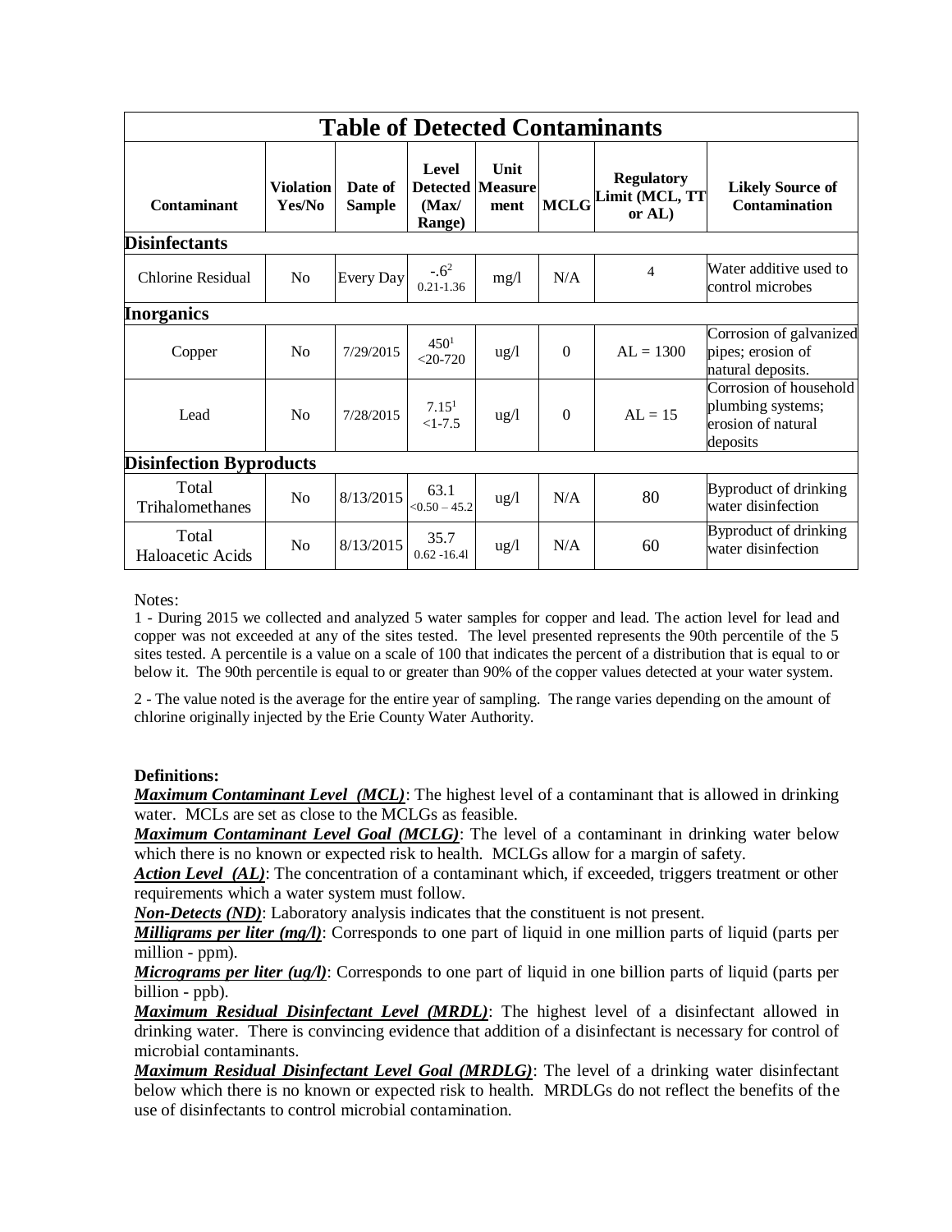| Table of Detected Contaminants | | | | | | | |
|---|---|---|---|---|---|---|---|
| **Contaminant** | **Violation Yes/No** | **Date of Sample** | **Level Detected (Max/ Range)** | **Unit Measurement** | **MCLG** | **Regulatory Limit (MCL, TT or AL)** | **Likely Source of Contamination** |
| **Disinfectants** | | | | | | | |
| Chlorine Residual | No | Every Day | -.6[2] 0.21-1.36 | mg/l | N/A | 4 | Water additive used to control microbes |
| **Inorganics** | | | | | | | |
| Copper | No | 7/29/2015 | 450[1] <20-720 | ug/l | 0 | AL = 1300 | Corrosion of galvanized pipes; erosion of natural deposits. |
| Lead | No | 7/28/2015 | 7.15[1] <1-7.5 | ug/l | 0 | AL = 15 | Corrosion of household plumbing systems; erosion of natural deposits |
| **Disinfection Byproducts** | | | | | | | |
| Total Trihalomethanes | No | 8/13/2015 | 63.1 <0.50 – 45.2 | ug/l | N/A | 80 | Byproduct of drinking water disinfection |
| Total Haloacetic Acids | No | 8/13/2015 | 35.7 0.62 -16.4l | ug/l | N/A | 60 | Byproduct of drinking water disinfection |

Notes:

1 - During 2015 we collected and analyzed 5 water samples for copper and lead. The action level for lead and copper was not exceeded at any of the sites tested. The level presented represents the 90th percentile of the 5 sites tested. A percentile is a value on a scale of 100 that indicates the percent of a distribution that is equal to or below it. The 90th percentile is equal to or greater than 90% of the copper values detected at your water system.

2 - The value noted is the average for the entire year of sampling. The range varies depending on the amount of chlorine originally injected by the Erie County Water Authority.

**Definitions:**

***Maximum Contaminant Level (MCL)***: The highest level of a contaminant that is allowed in drinking water. MCLs are set as close to the MCLGs as feasible.

***Maximum Contaminant Level Goal (MCLG)***: The level of a contaminant in drinking water below which there is no known or expected risk to health. MCLGs allow for a margin of safety.

***Action Level (AL)***: The concentration of a contaminant which, if exceeded, triggers treatment or other requirements which a water system must follow.

***Non-Detects (ND)***: Laboratory analysis indicates that the constituent is not present.

***Milligrams per liter (mg/l)***: Corresponds to one part of liquid in one million parts of liquid (parts per million - ppm).

***Micrograms per liter (ug/l)***: Corresponds to one part of liquid in one billion parts of liquid (parts per billion - ppb).

***Maximum Residual Disinfectant Level (MRDL)***: The highest level of a disinfectant allowed in drinking water. There is convincing evidence that addition of a disinfectant is necessary for control of microbial contaminants.

***Maximum Residual Disinfectant Level Goal (MRDLG)***: The level of a drinking water disinfectant below which there is no known or expected risk to health. MRDLGs do not reflect the benefits of the use of disinfectants to control microbial contamination.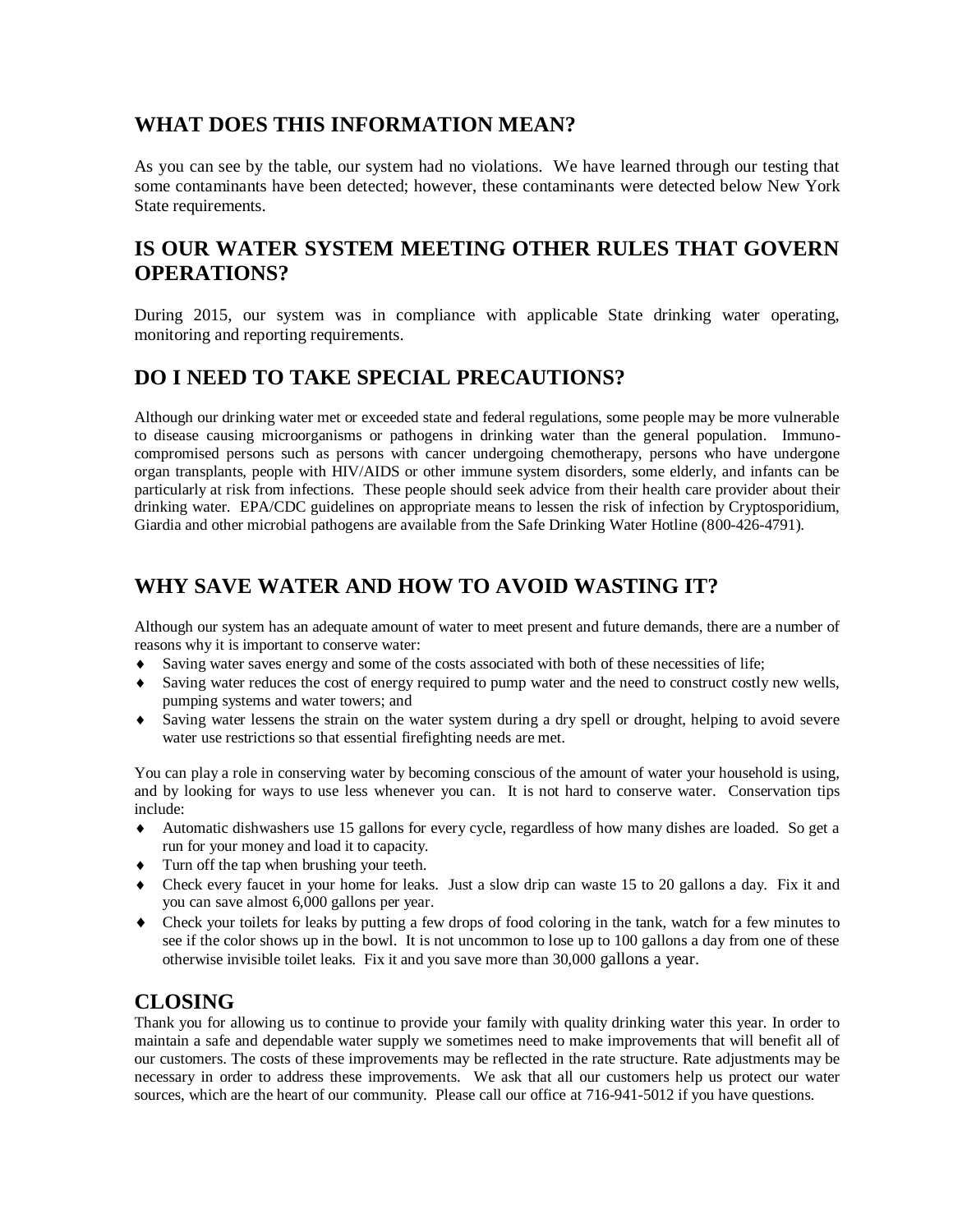## WHAT DOES THIS INFORMATION MEAN?

As you can see by the table, our system had no violations. We have learned through our testing that some contaminants have been detected; however, these contaminants were detected below New York State requirements.

## IS OUR WATER SYSTEM MEETING OTHER RULES THAT GOVERN OPERATIONS?

During 2015, our system was in compliance with applicable State drinking water operating, monitoring and reporting requirements.

## DO I NEED TO TAKE SPECIAL PRECAUTIONS?

Although our drinking water met or exceeded state and federal regulations, some people may be more vulnerable to disease causing microorganisms or pathogens in drinking water than the general population. Immuno-compromised persons such as persons with cancer undergoing chemotherapy, persons who have undergone organ transplants, people with HIV/AIDS or other immune system disorders, some elderly, and infants can be particularly at risk from infections. These people should seek advice from their health care provider about their drinking water. EPA/CDC guidelines on appropriate means to lessen the risk of infection by Cryptosporidium, Giardia and other microbial pathogens are available from the Safe Drinking Water Hotline (800-426-4791).

## WHY SAVE WATER AND HOW TO AVOID WASTING IT?

Although our system has an adequate amount of water to meet present and future demands, there are a number of reasons why it is important to conserve water:

- Saving water saves energy and some of the costs associated with both of these necessities of life;
- Saving water reduces the cost of energy required to pump water and the need to construct costly new wells, pumping systems and water towers; and
- Saving water lessens the strain on the water system during a dry spell or drought, helping to avoid severe water use restrictions so that essential firefighting needs are met.

You can play a role in conserving water by becoming conscious of the amount of water your household is using, and by looking for ways to use less whenever you can. It is not hard to conserve water. Conservation tips include:

- Automatic dishwashers use 15 gallons for every cycle, regardless of how many dishes are loaded. So get a run for your money and load it to capacity.
- Turn off the tap when brushing your teeth.
- Check every faucet in your home for leaks. Just a slow drip can waste 15 to 20 gallons a day. Fix it and you can save almost 6,000 gallons per year.
- Check your toilets for leaks by putting a few drops of food coloring in the tank, watch for a few minutes to see if the color shows up in the bowl. It is not uncommon to lose up to 100 gallons a day from one of these otherwise invisible toilet leaks. Fix it and you save more than 30,000 gallons a year.

## CLOSING

Thank you for allowing us to continue to provide your family with quality drinking water this year. In order to maintain a safe and dependable water supply we sometimes need to make improvements that will benefit all of our customers. The costs of these improvements may be reflected in the rate structure. Rate adjustments may be necessary in order to address these improvements. We ask that all our customers help us protect our water sources, which are the heart of our community. Please call our office at 716-941-5012 if you have questions.